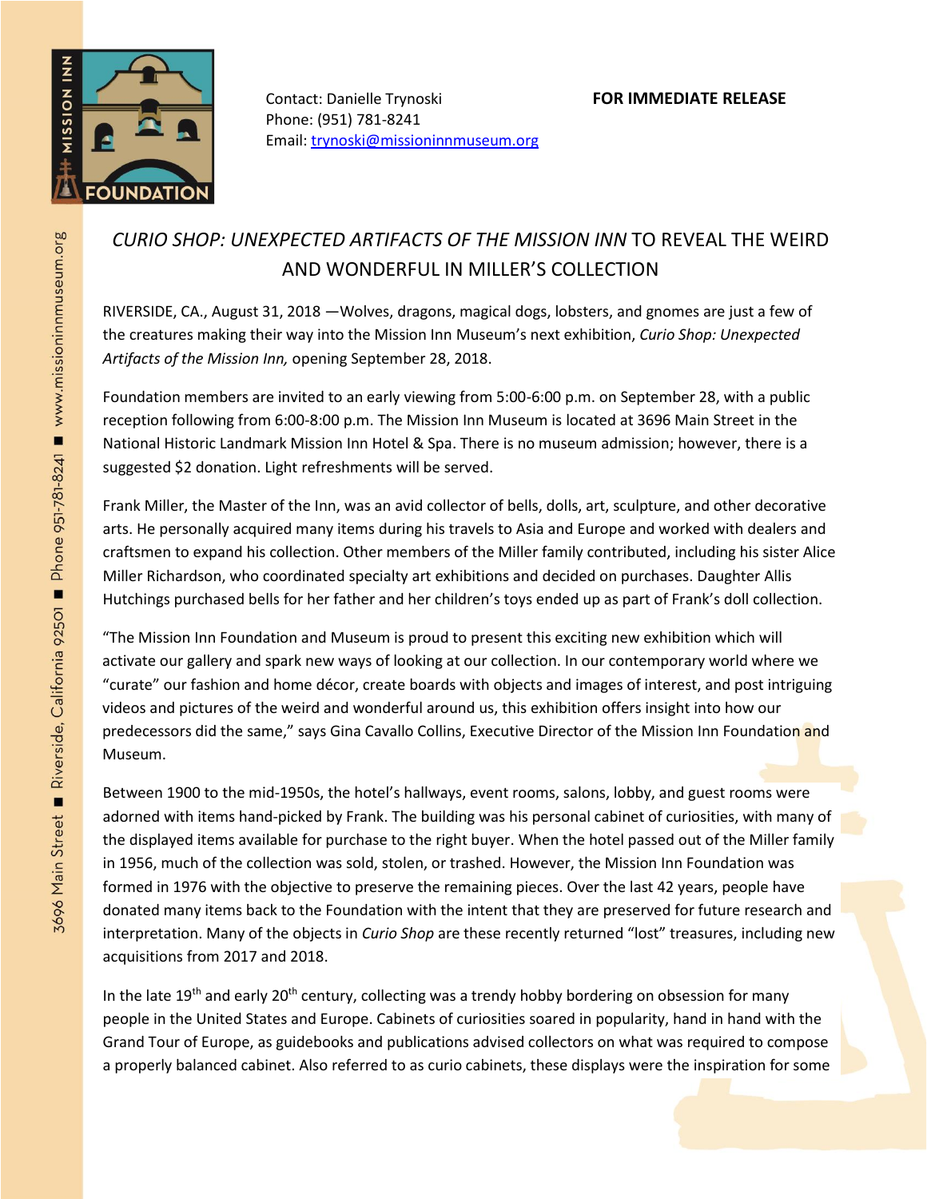Contact: Danielle Trynoski
Phone: (951) 781-8241
Email: trynoski@missioninnmuseum.org

**FOR IMMEDIATE RELEASE**

# *CURIO SHOP: UNEXPECTED ARTIFACTS OF THE MISSION INN* TO REVEAL THE WEIRD AND WONDERFUL IN MILLER'S COLLECTION

RIVERSIDE, CA., August 31, 2018 —Wolves, dragons, magical dogs, lobsters, and gnomes are just a few of the creatures making their way into the Mission Inn Museum's next exhibition, *Curio Shop: Unexpected Artifacts of the Mission Inn,* opening September 28, 2018.

Foundation members are invited to an early viewing from 5:00-6:00 p.m. on September 28, with a public reception following from 6:00-8:00 p.m. The Mission Inn Museum is located at 3696 Main Street in the National Historic Landmark Mission Inn Hotel & Spa. There is no museum admission; however, there is a suggested $2 donation. Light refreshments will be served.

Frank Miller, the Master of the Inn, was an avid collector of bells, dolls, art, sculpture, and other decorative arts. He personally acquired many items during his travels to Asia and Europe and worked with dealers and craftsmen to expand his collection. Other members of the Miller family contributed, including his sister Alice Miller Richardson, who coordinated specialty art exhibitions and decided on purchases. Daughter Allis Hutchings purchased bells for her father and her children's toys ended up as part of Frank's doll collection.

"The Mission Inn Foundation and Museum is proud to present this exciting new exhibition which will activate our gallery and spark new ways of looking at our collection. In our contemporary world where we "curate" our fashion and home décor, create boards with objects and images of interest, and post intriguing videos and pictures of the weird and wonderful around us, this exhibition offers insight into how our predecessors did the same," says Gina Cavallo Collins, Executive Director of the Mission Inn Foundation and Museum.

Between 1900 to the mid-1950s, the hotel's hallways, event rooms, salons, lobby, and guest rooms were adorned with items hand-picked by Frank. The building was his personal cabinet of curiosities, with many of the displayed items available for purchase to the right buyer. When the hotel passed out of the Miller family in 1956, much of the collection was sold, stolen, or trashed. However, the Mission Inn Foundation was formed in 1976 with the objective to preserve the remaining pieces. Over the last 42 years, people have donated many items back to the Foundation with the intent that they are preserved for future research and interpretation. Many of the objects in *Curio Shop* are these recently returned "lost" treasures, including new acquisitions from 2017 and 2018.

In the late 19th and early 20th century, collecting was a trendy hobby bordering on obsession for many people in the United States and Europe. Cabinets of curiosities soared in popularity, hand in hand with the Grand Tour of Europe, as guidebooks and publications advised collectors on what was required to compose a properly balanced cabinet. Also referred to as curio cabinets, these displays were the inspiration for some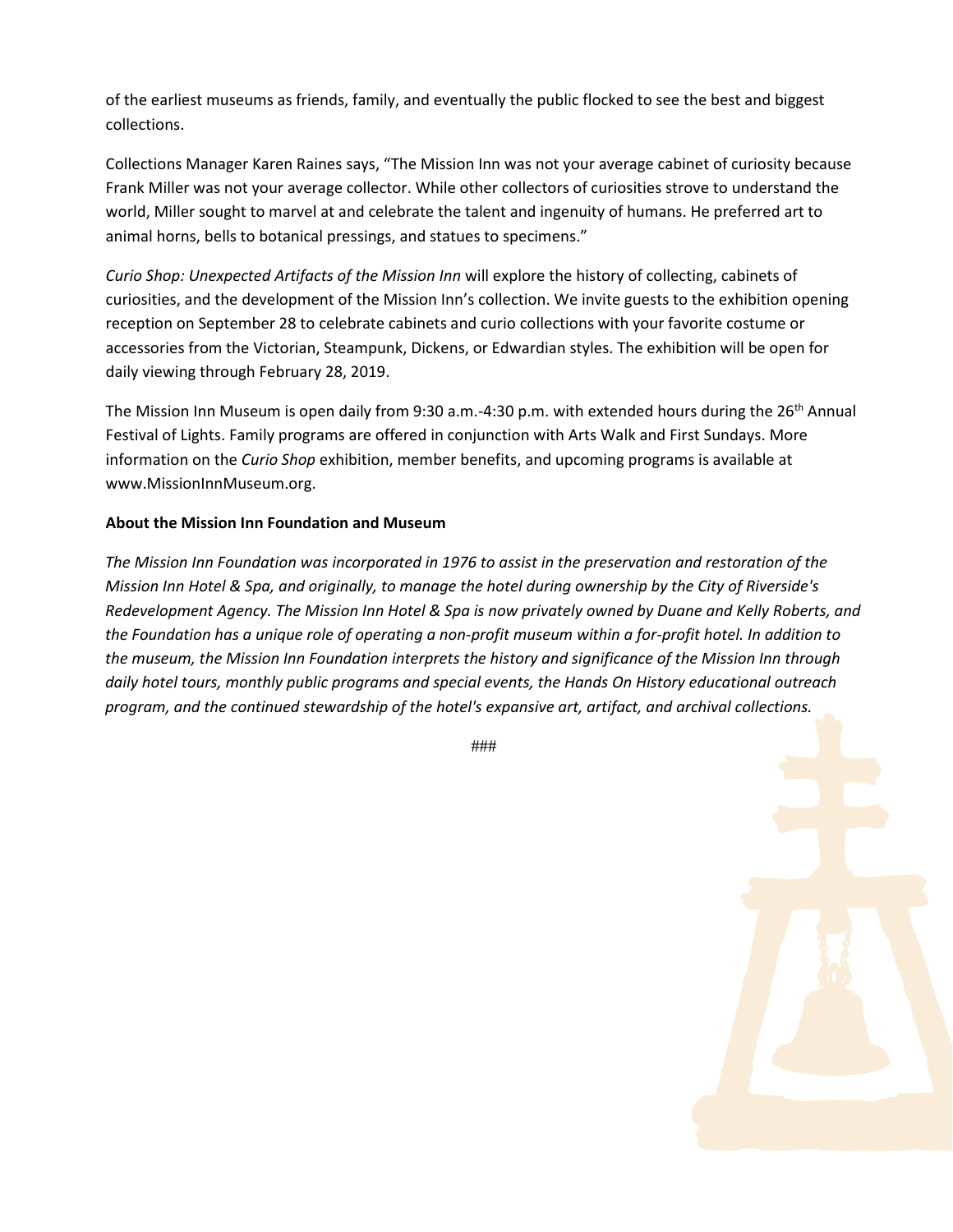of the earliest museums as friends, family, and eventually the public flocked to see the best and biggest collections.

Collections Manager Karen Raines says, "The Mission Inn was not your average cabinet of curiosity because Frank Miller was not your average collector. While other collectors of curiosities strove to understand the world, Miller sought to marvel at and celebrate the talent and ingenuity of humans. He preferred art to animal horns, bells to botanical pressings, and statues to specimens."

*Curio Shop: Unexpected Artifacts of the Mission Inn* will explore the history of collecting, cabinets of curiosities, and the development of the Mission Inn's collection. We invite guests to the exhibition opening reception on September 28 to celebrate cabinets and curio collections with your favorite costume or accessories from the Victorian, Steampunk, Dickens, or Edwardian styles. The exhibition will be open for daily viewing through February 28, 2019.

The Mission Inn Museum is open daily from 9:30 a.m.-4:30 p.m. with extended hours during the 26th Annual Festival of Lights. Family programs are offered in conjunction with Arts Walk and First Sundays. More information on the *Curio Shop* exhibition, member benefits, and upcoming programs is available at www.MissionInnMuseum.org.

**About the Mission Inn Foundation and Museum**

*The Mission Inn Foundation was incorporated in 1976 to assist in the preservation and restoration of the Mission Inn Hotel & Spa, and originally, to manage the hotel during ownership by the City of Riverside's Redevelopment Agency. The Mission Inn Hotel & Spa is now privately owned by Duane and Kelly Roberts, and the Foundation has a unique role of operating a non-profit museum within a for-profit hotel. In addition to the museum, the Mission Inn Foundation interprets the history and significance of the Mission Inn through daily hotel tours, monthly public programs and special events, the Hands On History educational outreach program, and the continued stewardship of the hotel's expansive art, artifact, and archival collections.*

###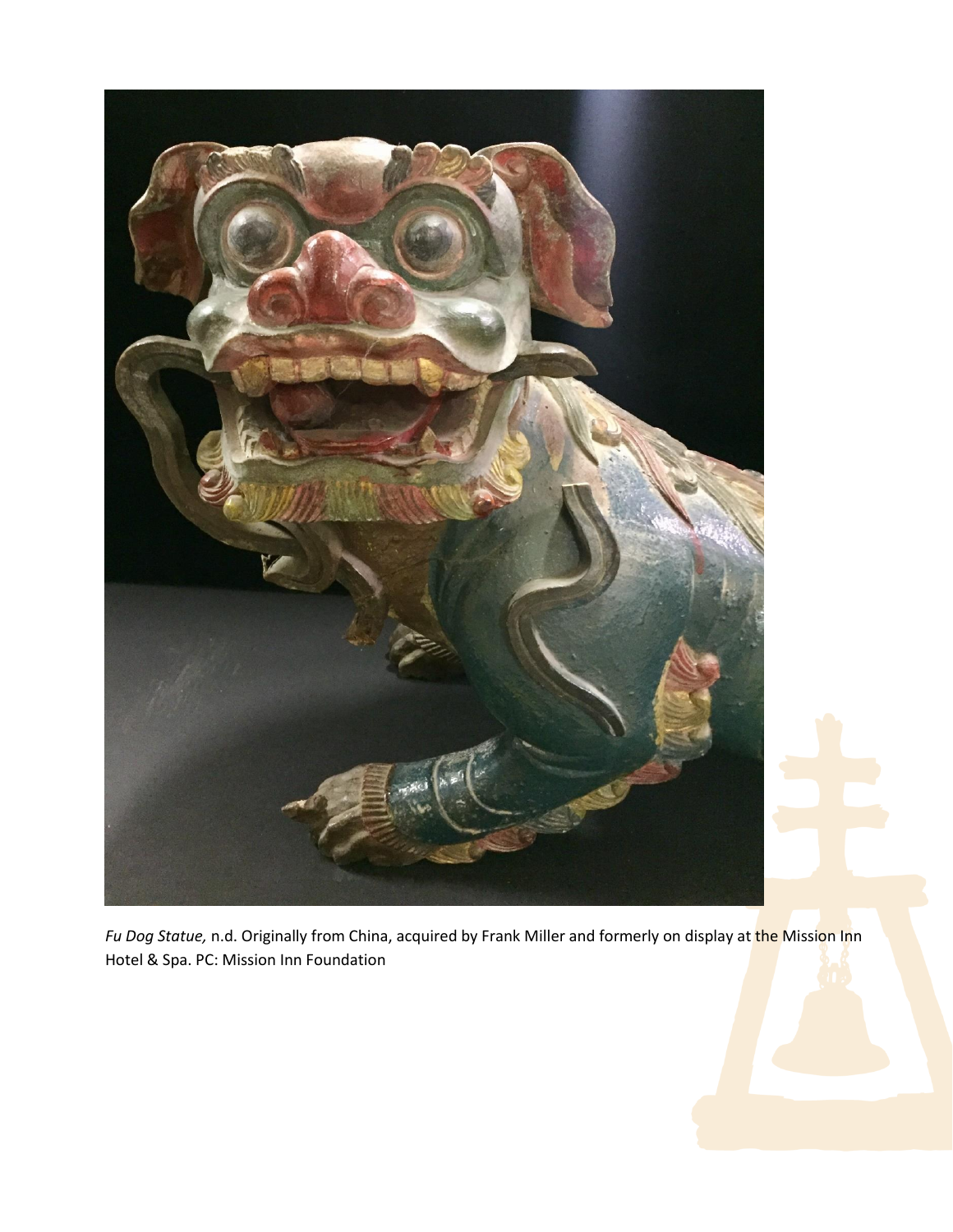*Fu Dog Statue,* n.d. Originally from China, acquired by Frank Miller and formerly on display at the Mission Inn Hotel & Spa. PC: Mission Inn Foundation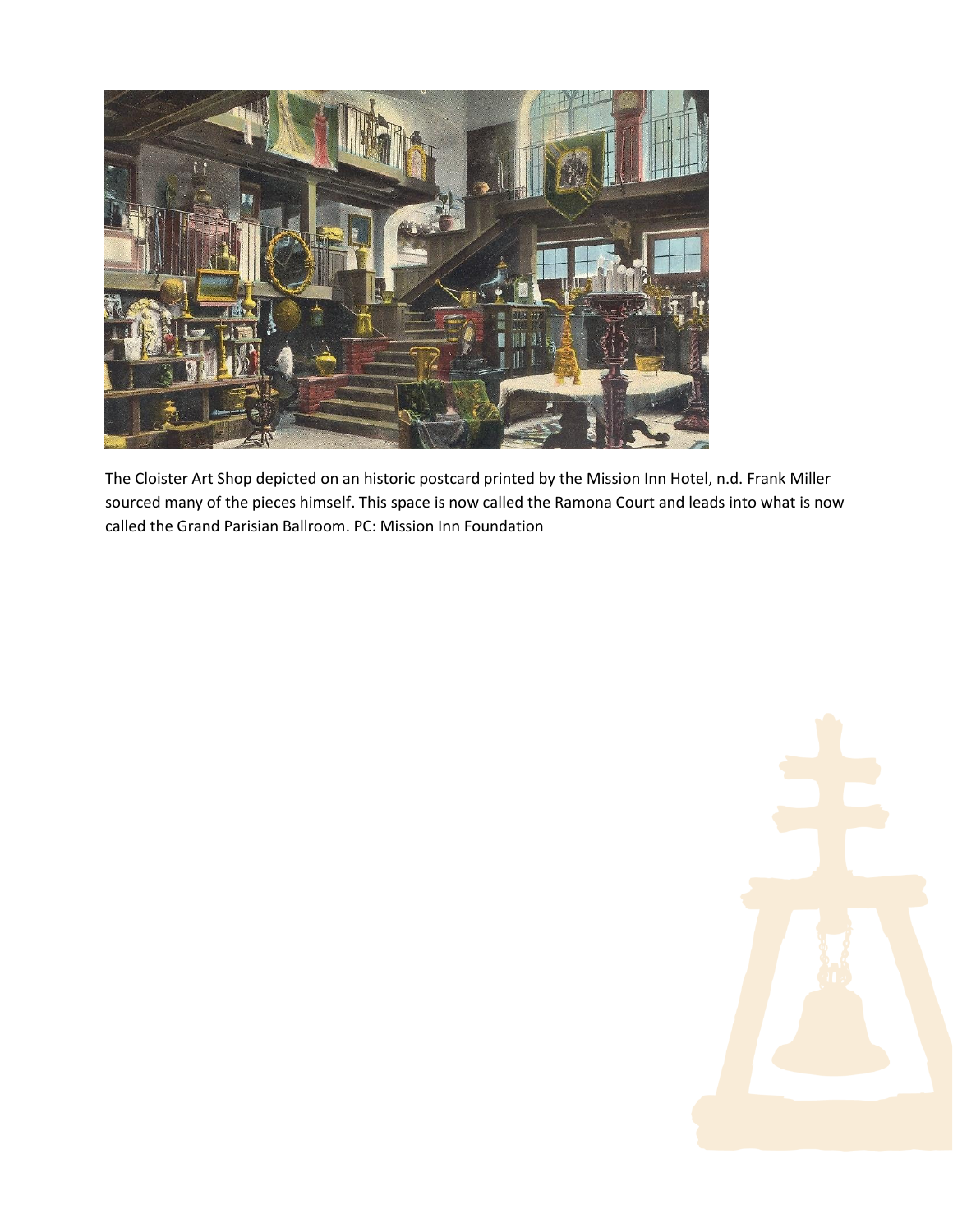The Cloister Art Shop depicted on an historic postcard printed by the Mission Inn Hotel, n.d. Frank Miller sourced many of the pieces himself. This space is now called the Ramona Court and leads into what is now called the Grand Parisian Ballroom. PC: Mission Inn Foundation